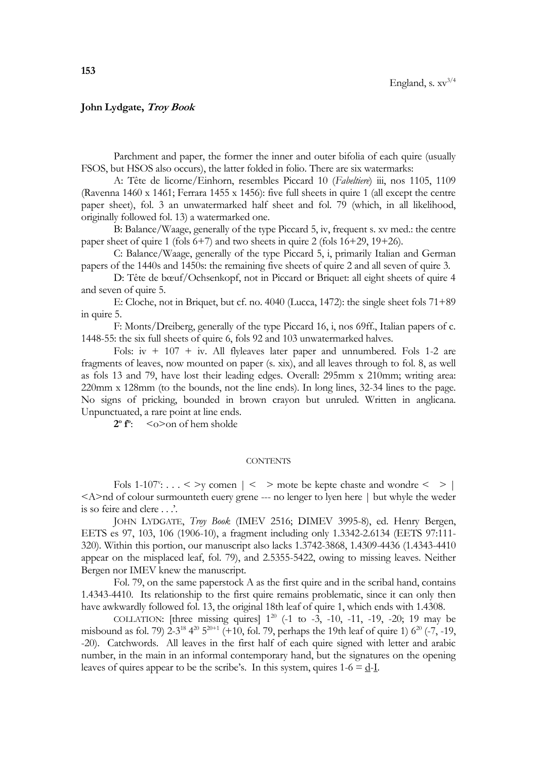**153**

England, s. xv$^{3/4}$

**John Lydgate, *Troy Book***

Parchment and paper, the former the inner and outer bifolia of each quire (usually FSOS, but HSOS also occurs), the latter folded in folio. There are six watermarks:

A: Tête de licorne/Einhorn, resembles Piccard 10 (*Fabeltiere*) iii, nos 1105, 1109 (Ravenna 1460 x 1461; Ferrara 1455 x 1456): five full sheets in quire 1 (all except the centre paper sheet), fol. 3 an unwatermarked half sheet and fol. 79 (which, in all likelihood, originally followed fol. 13) a watermarked one.

B: Balance/Waage, generally of the type Piccard 5, iv, frequent s. xv med.: the centre paper sheet of quire 1 (fols 6+7) and two sheets in quire 2 (fols 16+29, 19+26).

C: Balance/Waage, generally of the type Piccard 5, i, primarily Italian and German papers of the 1440s and 1450s: the remaining five sheets of quire 2 and all seven of quire 3.

D: Tête de bœuf/Ochsenkopf, not in Piccard or Briquet: all eight sheets of quire 4 and seven of quire 5.

E: Cloche, not in Briquet, but cf. no. 4040 (Lucca, 1472): the single sheet fols 71+89 in quire 5.

F: Monts/Dreiberg, generally of the type Piccard 16, i, nos 69ff., Italian papers of c. 1448-55: the six full sheets of quire 6, fols 92 and 103 unwatermarked halves.

Fols: iv + 107 + iv. All flyleaves later paper and unnumbered. Fols 1-2 are fragments of leaves, now mounted on paper (s. xix), and all leaves through to fol. 8, as well as fols 13 and 79, have lost their leading edges. Overall: 295mm x 210mm; writing area: 220mm x 128mm (to the bounds, not the line ends). In long lines, 32-34 lines to the page. No signs of pricking, bounded in brown crayon but unruled. Written in anglicana. Unpunctuated, a rare point at line ends.

**2º fº**: <o>on of hem sholde

CONTENTS

Fols 1-107ᵛ: . . . < >y comen | < > mote be kepte chaste and wondre < > | <A>nd of colour surmounteth euery grene --- no lenger to lyen here | but whyle the weder is so feire and clere . . .'.

JOHN LYDGATE, *Troy Book* (IMEV 2516; DIMEV 3995-8), ed. Henry Bergen, EETS es 97, 103, 106 (1906-10), a fragment including only 1.3342-2.6134 (EETS 97:111-320). Within this portion, our manuscript also lacks 1.3742-3868, 1.4309-4436 (1.4343-4410 appear on the misplaced leaf, fol. 79), and 2.5355-5422, owing to missing leaves. Neither Bergen nor IMEV knew the manuscript.

Fol. 79, on the same paperstock A as the first quire and in the scribal hand, contains 1.4343-4410. Its relationship to the first quire remains problematic, since it can only then have awkwardly followed fol. 13, the original 18th leaf of quire 1, which ends with 1.4308.

COLLATION: [three missing quires] $1^{20}$ (-1 to -3, -10, -11, -19, -20; 19 may be misbound as fol. 79) $2\text{-}3^{18}$ $4^{20}$ $5^{20+1}$ (+10, fol. 79, perhaps the 19th leaf of quire 1) $6^{20}$ (-7, -19, -20). Catchwords. All leaves in the first half of each quire signed with letter and arabic number, in the main in an informal contemporary hand, but the signatures on the opening leaves of quires appear to be the scribe's. In this system, quires 1-6 = d-I.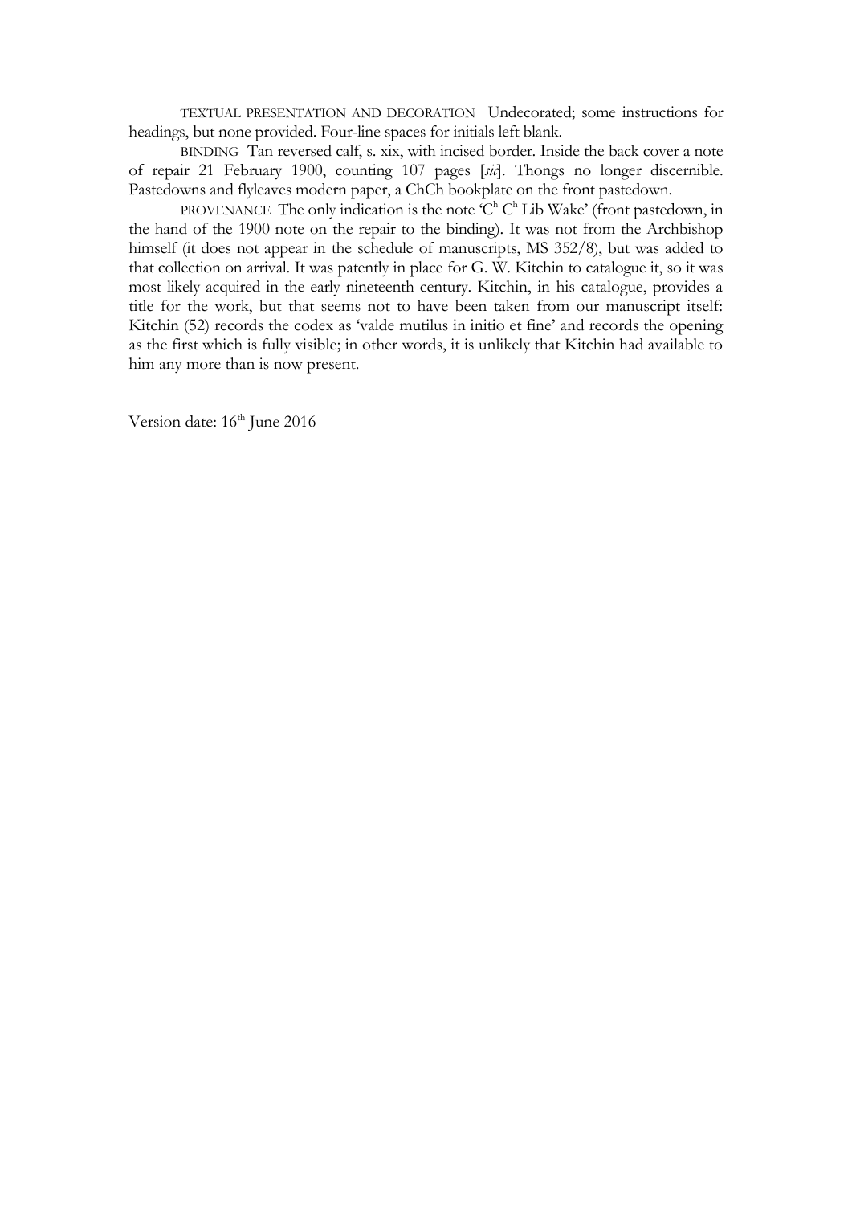TEXTUAL PRESENTATION AND DECORATION Undecorated; some instructions for headings, but none provided. Four-line spaces for initials left blank.

BINDING Tan reversed calf, s. xix, with incised border. Inside the back cover a note of repair 21 February 1900, counting 107 pages [*sic*]. Thongs no longer discernible. Pastedowns and flyleaves modern paper, a ChCh bookplate on the front pastedown.

PROVENANCE The only indication is the note 'C^h C^h Lib Wake' (front pastedown, in the hand of the 1900 note on the repair to the binding). It was not from the Archbishop himself (it does not appear in the schedule of manuscripts, MS 352/8), but was added to that collection on arrival. It was patently in place for G. W. Kitchin to catalogue it, so it was most likely acquired in the early nineteenth century. Kitchin, in his catalogue, provides a title for the work, but that seems not to have been taken from our manuscript itself: Kitchin (52) records the codex as 'valde mutilus in initio et fine' and records the opening as the first which is fully visible; in other words, it is unlikely that Kitchin had available to him any more than is now present.

Version date: 16th June 2016